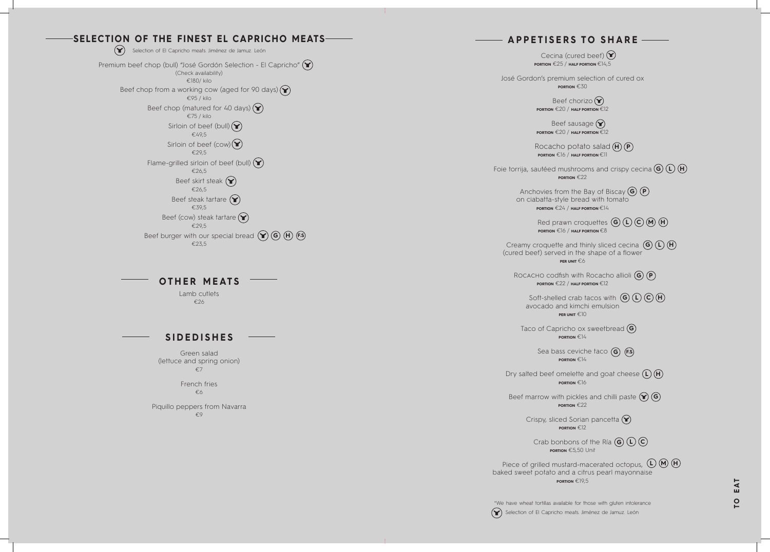## SELECTION OF THE FINEST EL CAPRICHO MEATS

(Y) Selection of El Capricho meats. Jiménez de Jamuz. León

Premium beef chop (bull) "José Gordón Selection - El Capricho" (Y)
(Check availability)
€180/ kilo

Beef chop from a working cow (aged for 90 days) (Y)
€95 / kilo

Beef chop (matured for 40 days) (Y)
€75 / kilo

Sirloin of beef (bull) (Y)
€49,5

Sirloin of beef (cow) (Y)
€29,5

Flame-grilled sirloin of beef (bull) (Y)
€26,5

Beef skirt steak (Y)
€26,5

Beef steak tartare (Y)
€39,5

Beef (cow) steak tartare (Y)
€29,5

Beef burger with our special bread (Y) (G) (H) (F.S)
€23,5

## OTHER MEATS

Lamb cutlets
€26

## SIDEDISHES

Green salad
(lettuce and spring onion)
€7

French fries
€6

Piquillo peppers from Navarra
€9

## APPETISERS TO SHARE

Cecina (cured beef) (Y)
**PORTION** €25 / **HALF PORTION** €14,5

José Gordon's premium selection of cured ox
**PORTION** €30

Beef chorizo (Y)
**PORTION** €20 / **HALF PORTION** €12

Beef sausage (Y)
**PORTION** €20 / **HALF PORTION** €12

Rocacho potato salad (H) (P)
**PORTION** €16 / **HALF PORTION** €11

Foie torrija, sautéed mushrooms and crispy cecina (G) (L) (H)
**PORTION** €22

Anchovies from the Bay of Biscay (G) (P)
on ciabatta-style bread with tomato
**PORTION** €24 / **HALF PORTION** €14

Red prawn croquettes (G) (L) (C) (M) (H)
**PORTION** €16 / **HALF PORTION** €8

Creamy croquette and thinly sliced cecina (G) (L) (H)
(cured beef) served in the shape of a flower
**PER UNIT** €6

ROCACHO codfish with Rocacho allioli (G) (P)
**PORTION** €22 / **HALF PORTION** €12

Soft-shelled crab tacos with (G) (L) (C) (H)
avocado and kimchi emulsion
**PER UNIT** €10

Taco of Capricho ox sweetbread (G)
**PORTION** €14

Sea bass ceviche taco (G) (F.S)
**PORTION** €14

Dry salted beef omelette and goat cheese (L) (H)
**PORTION** €16

Beef marrow with pickles and chilli paste (Y) (G)
**PORTION** €22

Crispy, sliced Sorian pancetta (Y)
**PORTION** €12

Crab bonbons of the Ría (G) (L) (C)
**PORTION** €5,50 Unit

Piece of grilled mustard-macerated octopus, (L) (M) (H)
baked sweet potato and a citrus pearl mayonnaise
**PORTION** €19,5

*We have wheat tortillas available for those with gluten intolerance

(Y) Selection of El Capricho meats. Jiménez de Jamuz. León

TO EAT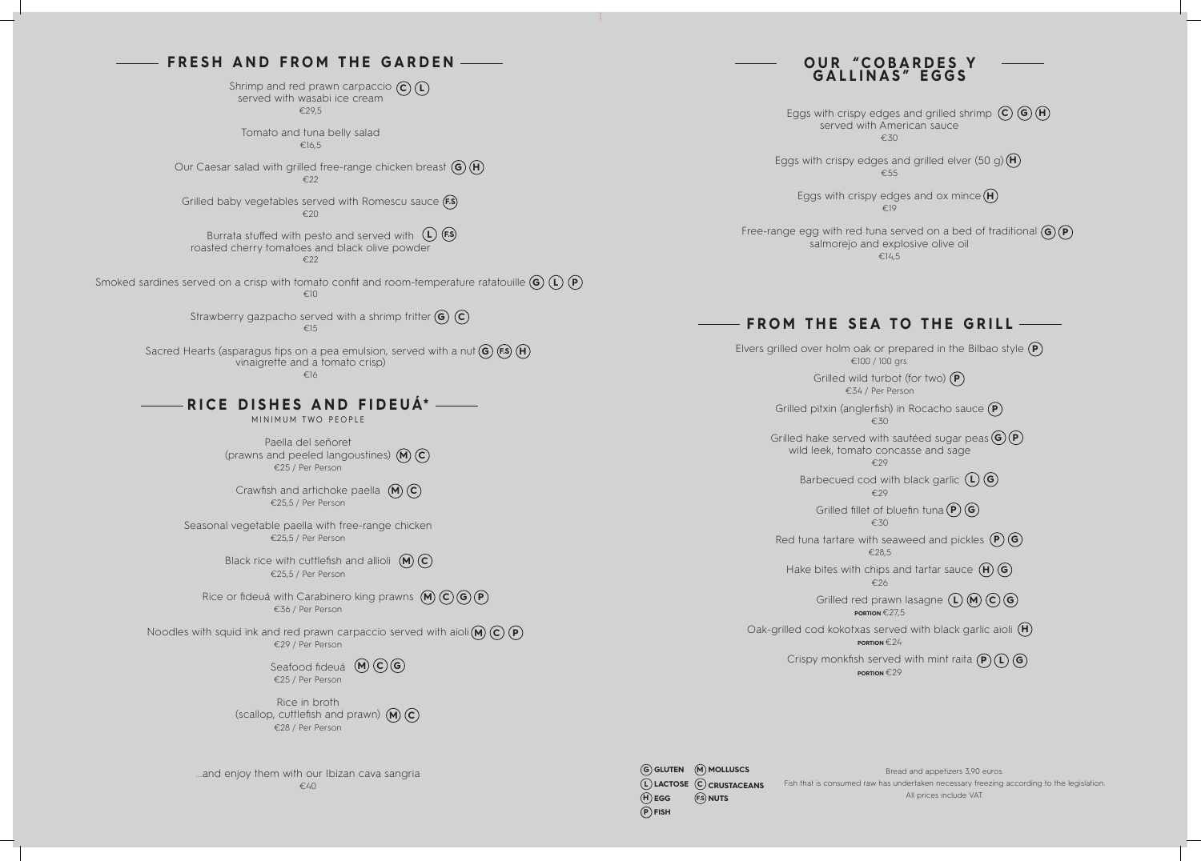## FRESH AND FROM THE GARDEN

Shrimp and red prawn carpaccio (C) (L)
served with wasabi ice cream
€29,5

Tomato and tuna belly salad
€16,5

Our Caesar salad with grilled free-range chicken breast (G) (H)
€22

Grilled baby vegetables served with Romescu sauce (F.S)
€20

Burrata stuffed with pesto and served with (L) (F.S)
roasted cherry tomatoes and black olive powder
€22

Smoked sardines served on a crisp with tomato confit and room-temperature ratatouille (G) (L) (P)
€10

Strawberry gazpacho served with a shrimp fritter (G) (C)
€15

Sacred Hearts (asparagus tips on a pea emulsion, served with a nut (G) (F.S) (H)
vinaigrette and a tomato crisp)
€16

## RICE DISHES AND FIDEUÁ*

MINIMUM TWO PEOPLE

Paella del señoret
(prawns and peeled langoustines) (M) (C)
€25 / Per Person

Crawfish and artichoke paella (M) (C)
€25,5 / Per Person

Seasonal vegetable paella with free-range chicken
€25,5 / Per Person

Black rice with cuttlefish and allioli (M) (C)
€25,5 / Per Person

Rice or fideuá with Carabinero king prawns (M) (C) (G) (P)
€36 / Per Person

Noodles with squid ink and red prawn carpaccio served with aioli (M) (C) (P)
€29 / Per Person

Seafood fideuá (M) (C) (G)
€25 / Per Person

Rice in broth
(scallop, cuttlefish and prawn) (M) (C)
€28 / Per Person

...and enjoy them with our Ibizan cava sangria
€40

## OUR "COBARDES Y GALLINAS" EGGS

Eggs with crispy edges and grilled shrimp (C) (G) (H)
served with American sauce
€30

Eggs with crispy edges and grilled elver (50 g) (H)
€55

Eggs with crispy edges and ox mince (H)
€19

Free-range egg with red tuna served on a bed of traditional (G) (P)
salmorejo and explosive olive oil
€14,5

## FROM THE SEA TO THE GRILL

Elvers grilled over holm oak or prepared in the Bilbao style (P)
€100 / 100 grs.

Grilled wild turbot (for two) (P)
€34 / Per Person

Grilled pitxin (anglerfish) in Rocacho sauce (P)
€30

Grilled hake served with sautéed sugar peas (G) (P)
wild leek, tomato concasse and sage
€29

Barbecued cod with black garlic (L) (G)
€29

Grilled fillet of bluefin tuna (P) (G)
€30

Red tuna tartare with seaweed and pickles (P) (G)
€28,5

Hake bites with chips and tartar sauce (H) (G)
€26

Grilled red prawn lasagne (L) (M) (C) (G)
PORTION €27,5

Oak-grilled cod kokotxas served with black garlic aioli (H)
PORTION €24

Crispy monkfish served with mint raita (P) (L) (G)
PORTION €29

(G) GLUTEN (M) MOLLUSCS
(L) LACTOSE (C) CRUSTACEANS
(H) EGG (F.S) NUTS
(P) FISH

Bread and appetizers 3,90 euros.
Fish that is consumed raw has undertaken necessary freezing according to the legislation.
All prices include VAT.